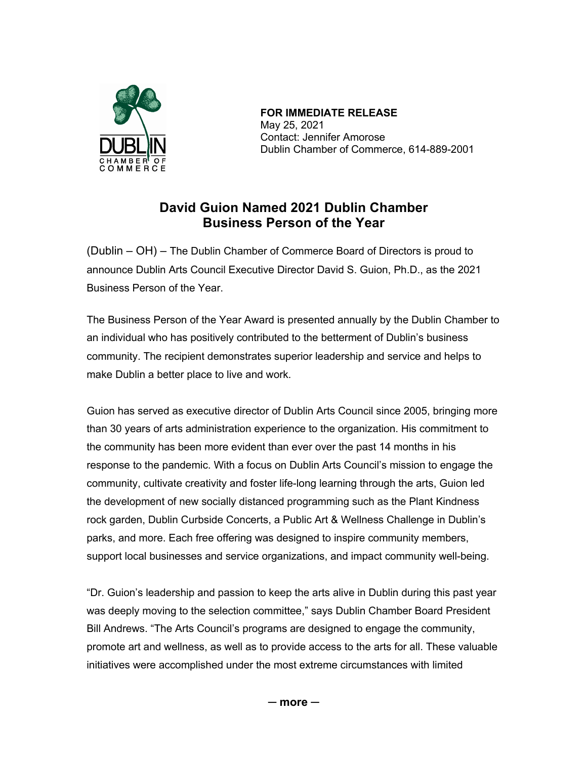**FOR IMMEDIATE RELEASE**
May 25, 2021
Contact: Jennifer Amorose
Dublin Chamber of Commerce, 614-889-2001

# David Guion Named 2021 Dublin Chamber Business Person of the Year

(Dublin – OH) – The Dublin Chamber of Commerce Board of Directors is proud to announce Dublin Arts Council Executive Director David S. Guion, Ph.D., as the 2021 Business Person of the Year.

The Business Person of the Year Award is presented annually by the Dublin Chamber to an individual who has positively contributed to the betterment of Dublin's business community. The recipient demonstrates superior leadership and service and helps to make Dublin a better place to live and work.

Guion has served as executive director of Dublin Arts Council since 2005, bringing more than 30 years of arts administration experience to the organization. His commitment to the community has been more evident than ever over the past 14 months in his response to the pandemic. With a focus on Dublin Arts Council's mission to engage the community, cultivate creativity and foster life-long learning through the arts, Guion led the development of new socially distanced programming such as the Plant Kindness rock garden, Dublin Curbside Concerts, a Public Art & Wellness Challenge in Dublin's parks, and more. Each free offering was designed to inspire community members, support local businesses and service organizations, and impact community well-being.

"Dr. Guion's leadership and passion to keep the arts alive in Dublin during this past year was deeply moving to the selection committee," says Dublin Chamber Board President Bill Andrews. "The Arts Council's programs are designed to engage the community, promote art and wellness, as well as to provide access to the arts for all. These valuable initiatives were accomplished under the most extreme circumstances with limited

**— more —**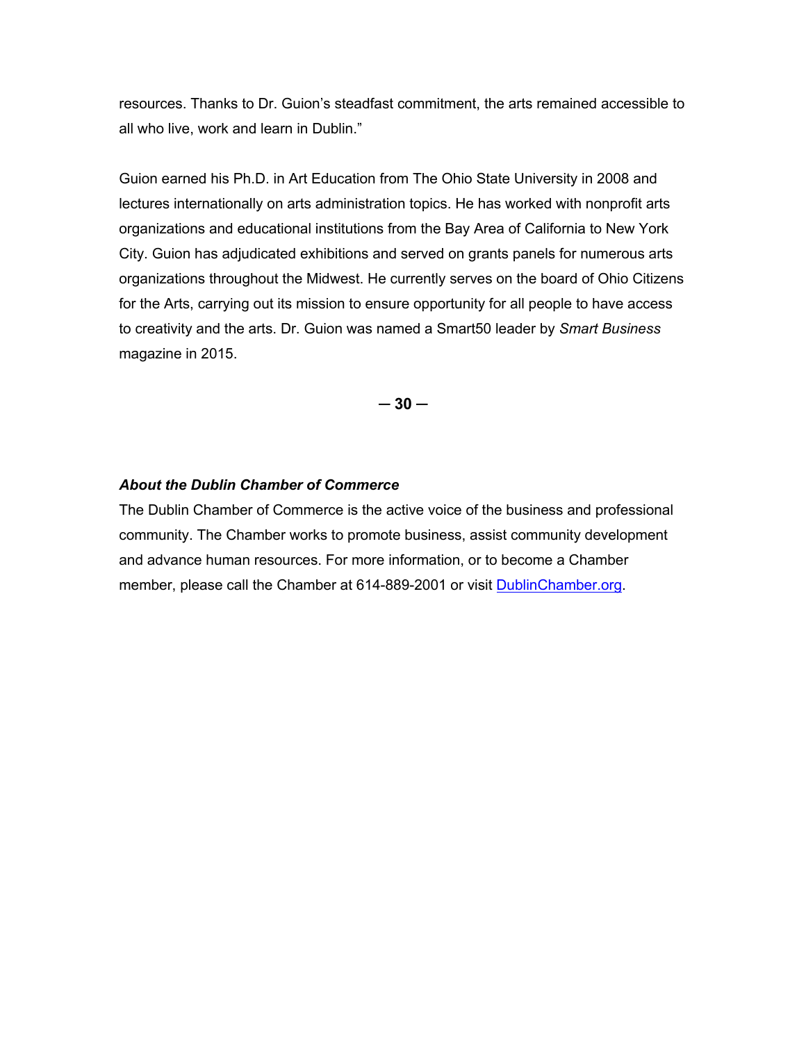resources. Thanks to Dr. Guion's steadfast commitment, the arts remained accessible to all who live, work and learn in Dublin."

Guion earned his Ph.D. in Art Education from The Ohio State University in 2008 and lectures internationally on arts administration topics. He has worked with nonprofit arts organizations and educational institutions from the Bay Area of California to New York City. Guion has adjudicated exhibitions and served on grants panels for numerous arts organizations throughout the Midwest. He currently serves on the board of Ohio Citizens for the Arts, carrying out its mission to ensure opportunity for all people to have access to creativity and the arts. Dr. Guion was named a Smart50 leader by *Smart Business* magazine in 2015.

**— 30 —**

***About the Dublin Chamber of Commerce***

The Dublin Chamber of Commerce is the active voice of the business and professional community. The Chamber works to promote business, assist community development and advance human resources. For more information, or to become a Chamber member, please call the Chamber at 614-889-2001 or visit [DublinChamber.org](http://DublinChamber.org).